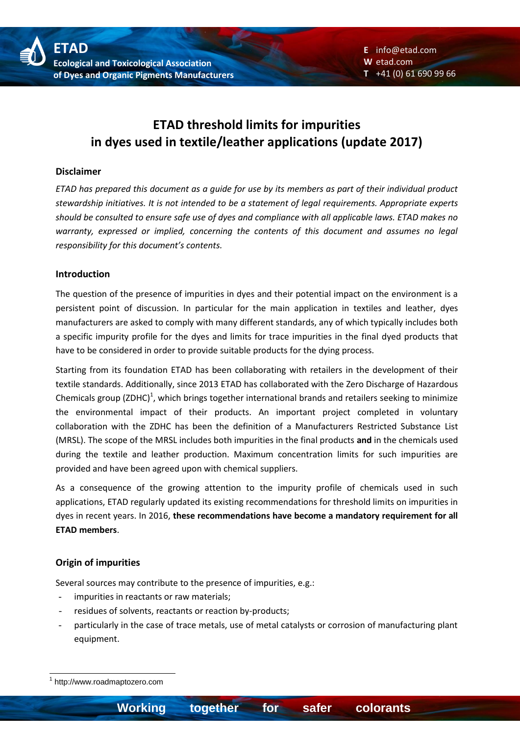# ETAD threshold limits for impurities in dyes used in textile/leather applications (update 2017)

## Disclaimer

*ETAD has prepared this document as a guide for use by its members as part of their individual product stewardship initiatives. It is not intended to be a statement of legal requirements. Appropriate experts should be consulted to ensure safe use of dyes and compliance with all applicable laws. ETAD makes no warranty, expressed or implied, concerning the contents of this document and assumes no legal responsibility for this document's contents.*

## Introduction

The question of the presence of impurities in dyes and their potential impact on the environment is a persistent point of discussion. In particular for the main application in textiles and leather, dyes manufacturers are asked to comply with many different standards, any of which typically includes both a specific impurity profile for the dyes and limits for trace impurities in the final dyed products that have to be considered in order to provide suitable products for the dying process.

Starting from its foundation ETAD has been collaborating with retailers in the development of their textile standards. Additionally, since 2013 ETAD has collaborated with the Zero Discharge of Hazardous Chemicals group (ZDHC)[1], which brings together international brands and retailers seeking to minimize the environmental impact of their products. An important project completed in voluntary collaboration with the ZDHC has been the definition of a Manufacturers Restricted Substance List (MRSL). The scope of the MRSL includes both impurities in the final products **and** in the chemicals used during the textile and leather production. Maximum concentration limits for such impurities are provided and have been agreed upon with chemical suppliers.

As a consequence of the growing attention to the impurity profile of chemicals used in such applications, ETAD regularly updated its existing recommendations for threshold limits on impurities in dyes in recent years. In 2016, **these recommendations have become a mandatory requirement for all ETAD members**.

## Origin of impurities

Several sources may contribute to the presence of impurities, e.g.:

- impurities in reactants or raw materials;
- residues of solvents, reactants or reaction by-products;
- particularly in the case of trace metals, use of metal catalysts or corrosion of manufacturing plant equipment.

[1] http://www.roadmaptozero.com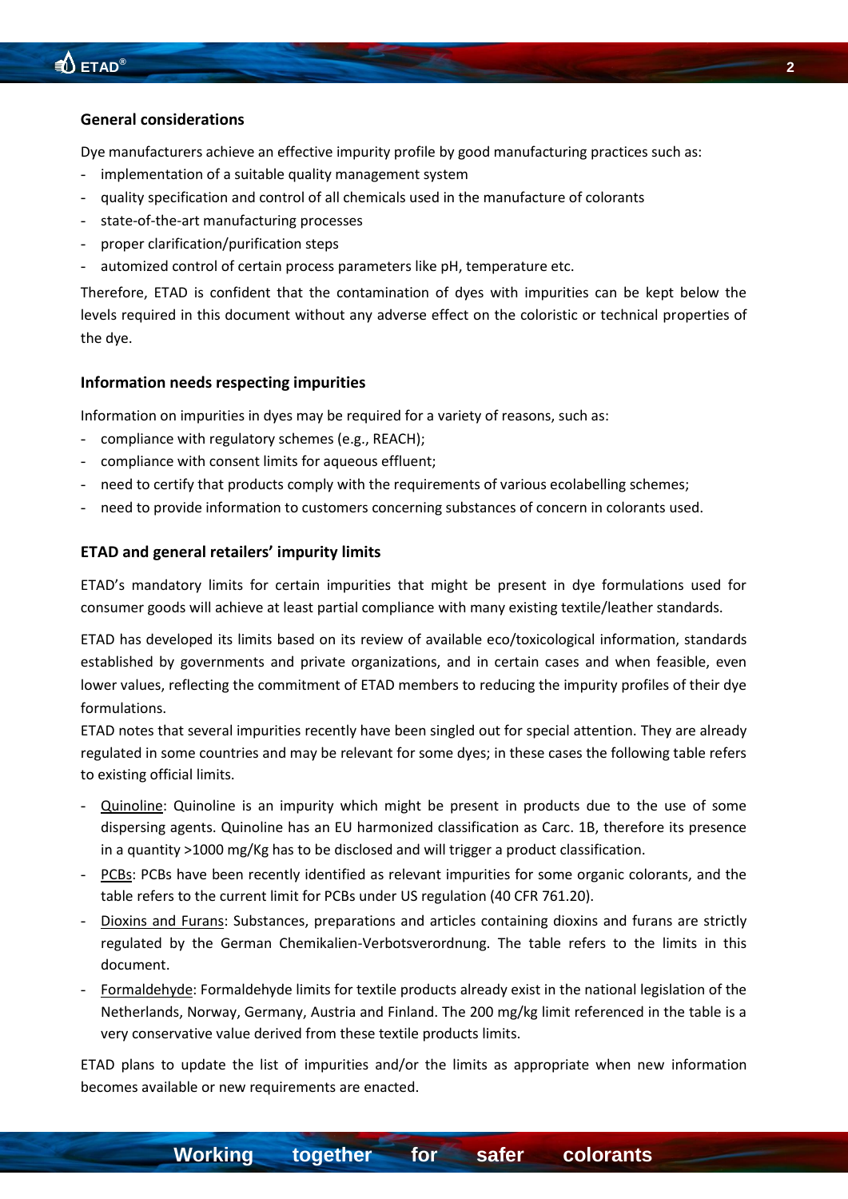## General considerations

Dye manufacturers achieve an effective impurity profile by good manufacturing practices such as:

- implementation of a suitable quality management system
- quality specification and control of all chemicals used in the manufacture of colorants
- state-of-the-art manufacturing processes
- proper clarification/purification steps
- automized control of certain process parameters like pH, temperature etc.

Therefore, ETAD is confident that the contamination of dyes with impurities can be kept below the levels required in this document without any adverse effect on the coloristic or technical properties of the dye.

## Information needs respecting impurities

Information on impurities in dyes may be required for a variety of reasons, such as:

- compliance with regulatory schemes (e.g., REACH);
- compliance with consent limits for aqueous effluent;
- need to certify that products comply with the requirements of various ecolabelling schemes;
- need to provide information to customers concerning substances of concern in colorants used.

## ETAD and general retailers' impurity limits

ETAD's mandatory limits for certain impurities that might be present in dye formulations used for consumer goods will achieve at least partial compliance with many existing textile/leather standards.

ETAD has developed its limits based on its review of available eco/toxicological information, standards established by governments and private organizations, and in certain cases and when feasible, even lower values, reflecting the commitment of ETAD members to reducing the impurity profiles of their dye formulations.

ETAD notes that several impurities recently have been singled out for special attention. They are already regulated in some countries and may be relevant for some dyes; in these cases the following table refers to existing official limits.

- Quinoline: Quinoline is an impurity which might be present in products due to the use of some dispersing agents. Quinoline has an EU harmonized classification as Carc. 1B, therefore its presence in a quantity >1000 mg/Kg has to be disclosed and will trigger a product classification.
- PCBs: PCBs have been recently identified as relevant impurities for some organic colorants, and the table refers to the current limit for PCBs under US regulation (40 CFR 761.20).
- Dioxins and Furans: Substances, preparations and articles containing dioxins and furans are strictly regulated by the German Chemikalien-Verbotsverordnung. The table refers to the limits in this document.
- Formaldehyde: Formaldehyde limits for textile products already exist in the national legislation of the Netherlands, Norway, Germany, Austria and Finland. The 200 mg/kg limit referenced in the table is a very conservative value derived from these textile products limits.

ETAD plans to update the list of impurities and/or the limits as appropriate when new information becomes available or new requirements are enacted.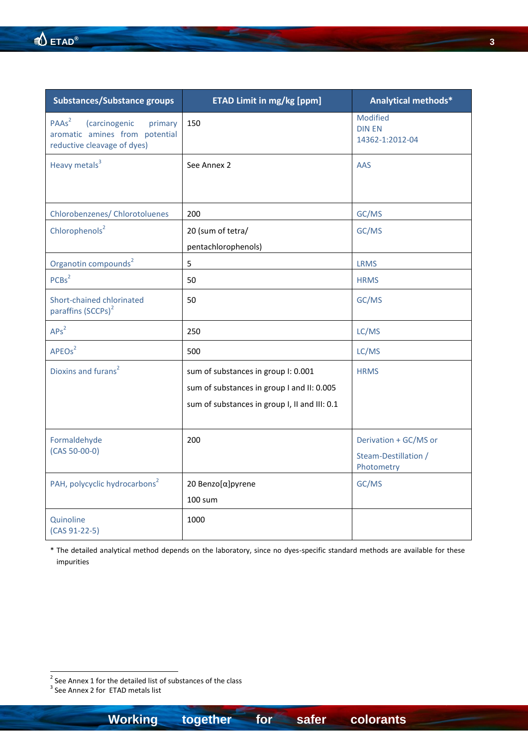| Substances/Substance groups | ETAD Limit in mg/kg [ppm] | Analytical methods* |
|---|---|---|
| PAAs[2] (carcinogenic primary aromatic amines from potential reductive cleavage of dyes) | 150 | Modified DIN EN 14362-1:2012-04 |
| Heavy metals[3] | See Annex 2 | AAS |
| Chlorobenzenes/ Chlorotoluenes | 200 | GC/MS |
| Chlorophenols[2] | 20 (sum of tetra/ pentachlorophenols) | GC/MS |
| Organotin compounds[2] | 5 | LRMS |
| PCBs[2] | 50 | HRMS |
| Short-chained chlorinated paraffins (SCCPs)[2] | 50 | GC/MS |
| APs[2] | 250 | LC/MS |
| APEOs[2] | 500 | LC/MS |
| Dioxins and furans[2] | sum of substances in group I: 0.001<br>sum of substances in group I and II: 0.005<br>sum of substances in group I, II and III: 0.1 | HRMS |
| Formaldehyde (CAS 50-00-0) | 200 | Derivation + GC/MS or<br>Steam-Destillation / Photometry |
| PAH, polycyclic hydrocarbons[2] | 20 Benzo[α]pyrene<br>100 sum | GC/MS |
| Quinoline (CAS 91-22-5) | 1000 | |

\* The detailed analytical method depends on the laboratory, since no dyes-specific standard methods are available for these impurities

[2] See Annex 1 for the detailed list of substances of the class
[3] See Annex 2 for ETAD metals list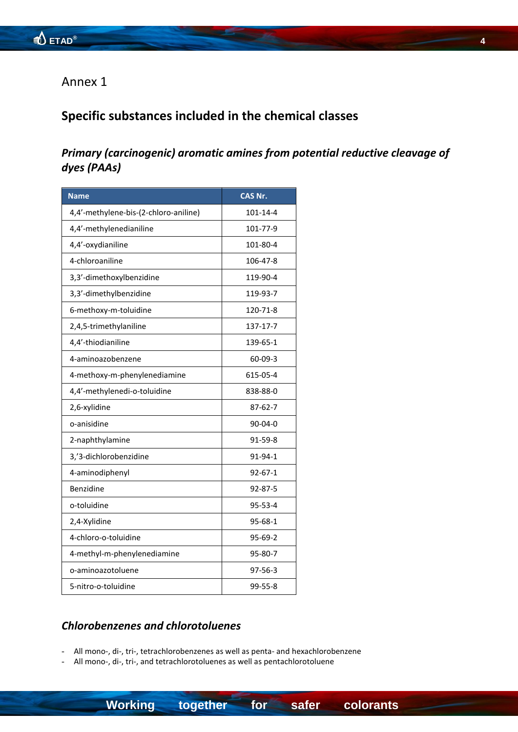Annex 1

## Specific substances included in the chemical classes

### *Primary (carcinogenic) aromatic amines from potential reductive cleavage of dyes (PAAs)*

| Name | CAS Nr. |
|---|---|
| 4,4'-methylene-bis-(2-chloro-aniline) | 101-14-4 |
| 4,4'-methylenedianiline | 101-77-9 |
| 4,4'-oxydianiline | 101-80-4 |
| 4-chloroaniline | 106-47-8 |
| 3,3'-dimethoxylbenzidine | 119-90-4 |
| 3,3'-dimethylbenzidine | 119-93-7 |
| 6-methoxy-m-toluidine | 120-71-8 |
| 2,4,5-trimethylaniline | 137-17-7 |
| 4,4'-thiodianiline | 139-65-1 |
| 4-aminoazobenzene | 60-09-3 |
| 4-methoxy-m-phenylenediamine | 615-05-4 |
| 4,4'-methylenedi-o-toluidine | 838-88-0 |
| 2,6-xylidine | 87-62-7 |
| o-anisidine | 90-04-0 |
| 2-naphthylamine | 91-59-8 |
| 3,'3-dichlorobenzidine | 91-94-1 |
| 4-aminodiphenyl | 92-67-1 |
| Benzidine | 92-87-5 |
| o-toluidine | 95-53-4 |
| 2,4-Xylidine | 95-68-1 |
| 4-chloro-o-toluidine | 95-69-2 |
| 4-methyl-m-phenylenediamine | 95-80-7 |
| o-aminoazotoluene | 97-56-3 |
| 5-nitro-o-toluidine | 99-55-8 |

### *Chlorobenzenes and chlorotoluenes*

- All mono-, di-, tri-, tetrachlorobenzenes as well as penta- and hexachlorobenzene
- All mono-, di-, tri-, and tetrachlorotoluenes as well as pentachlorotoluene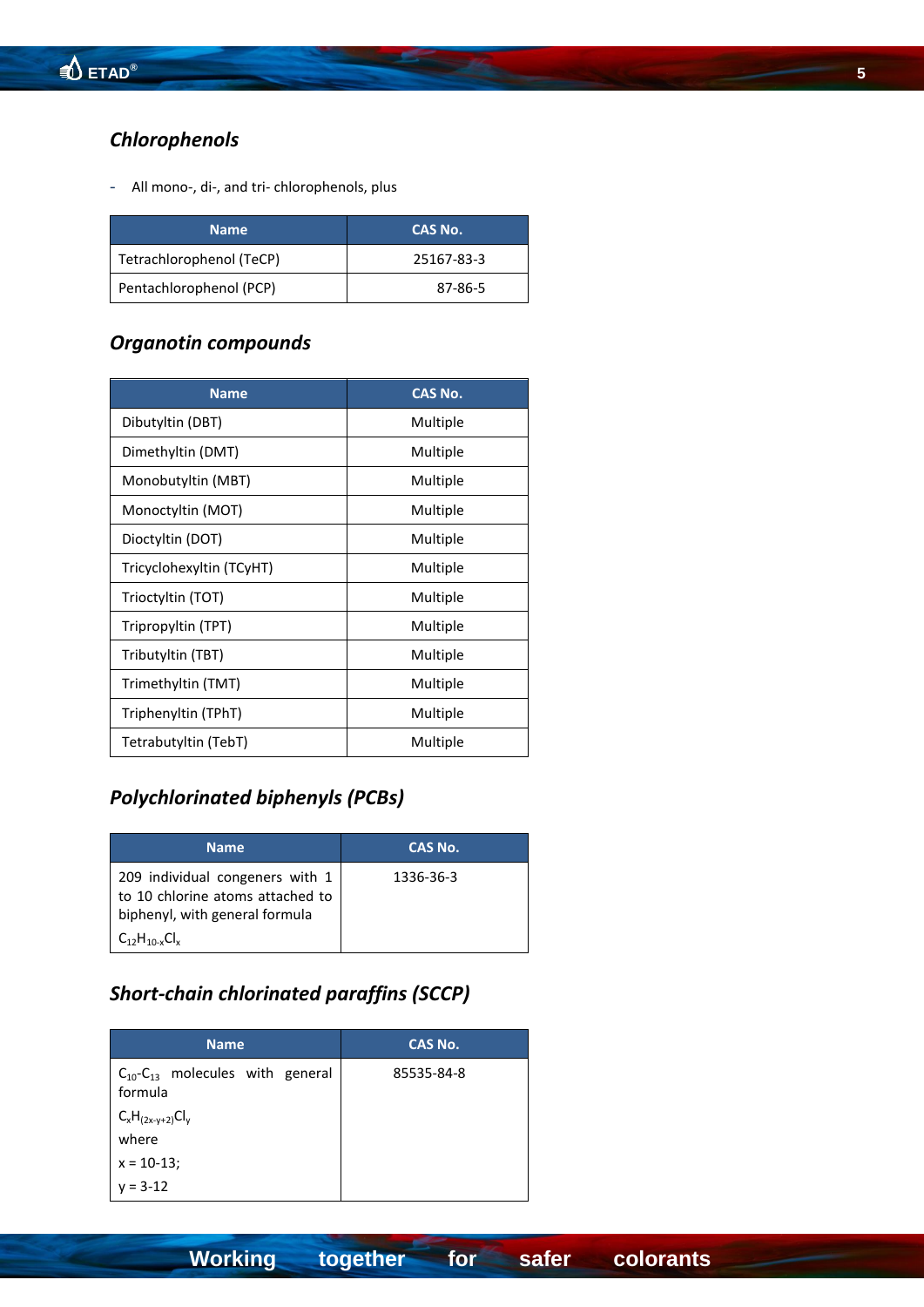## *Chlorophenols*

- All mono-, di-, and tri- chlorophenols, plus

| Name | CAS No. |
|---|---|
| Tetrachlorophenol (TeCP) | 25167-83-3 |
| Pentachlorophenol (PCP) | 87-86-5 |

## *Organotin compounds*

| Name | CAS No. |
|---|---|
| Dibutyltin (DBT) | Multiple |
| Dimethyltin (DMT) | Multiple |
| Monobutyltin (MBT) | Multiple |
| Monoctyltin (MOT) | Multiple |
| Dioctyltin (DOT) | Multiple |
| Tricyclohexyltin (TCyHT) | Multiple |
| Trioctyltin (TOT) | Multiple |
| Tripropyltin (TPT) | Multiple |
| Tributyltin (TBT) | Multiple |
| Trimethyltin (TMT) | Multiple |
| Triphenyltin (TPhT) | Multiple |
| Tetrabutyltin (TebT) | Multiple |

## *Polychlorinated biphenyls (PCBs)*

| Name | CAS No. |
|---|---|
| 209 individual congeners with 1 to 10 chlorine atoms attached to biphenyl, with general formula $C_{12}H_{10-x}Cl_x$ | 1336-36-3 |

## *Short-chain chlorinated paraffins (SCCP)*

| Name | CAS No. |
|---|---|
| $C_{10}$-$C_{13}$ molecules with general formula $C_xH_{(2x-y+2)}Cl_y$ where x = 10-13; y = 3-12 | 85535-84-8 |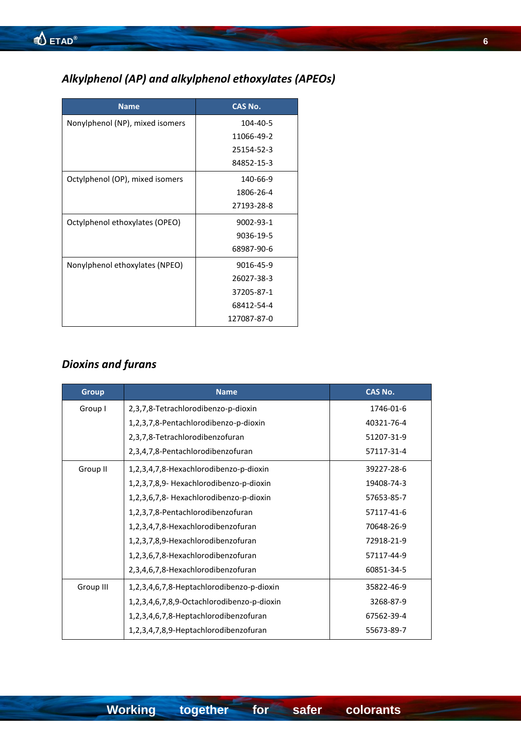## *Alkylphenol (AP) and alkylphenol ethoxylates (APEOs)*

| Name | CAS No. |
|---|---|
| Nonylphenol (NP), mixed isomers | 104-40-5<br>11066-49-2<br>25154-52-3<br>84852-15-3 |
| Octylphenol (OP), mixed isomers | 140-66-9<br>1806-26-4<br>27193-28-8 |
| Octylphenol ethoxylates (OPEO) | 9002-93-1<br>9036-19-5<br>68987-90-6 |
| Nonylphenol ethoxylates (NPEO) | 9016-45-9<br>26027-38-3<br>37205-87-1<br>68412-54-4<br>127087-87-0 |

## *Dioxins and furans*

| Group | Name | CAS No. |
|---|---|---|
| Group I | 2,3,7,8-Tetrachlorodibenzo-p-dioxin | 1746-01-6 |
| | 1,2,3,7,8-Pentachlorodibenzo-p-dioxin | 40321-76-4 |
| | 2,3,7,8-Tetrachlorodibenzofuran | 51207-31-9 |
| | 2,3,4,7,8-Pentachlorodibenzofuran | 57117-31-4 |
| Group II | 1,2,3,4,7,8-Hexachlorodibenzo-p-dioxin | 39227-28-6 |
| | 1,2,3,7,8,9- Hexachlorodibenzo-p-dioxin | 19408-74-3 |
| | 1,2,3,6,7,8- Hexachlorodibenzo-p-dioxin | 57653-85-7 |
| | 1,2,3,7,8-Pentachlorodibenzofuran | 57117-41-6 |
| | 1,2,3,4,7,8-Hexachlorodibenzofuran | 70648-26-9 |
| | 1,2,3,7,8,9-Hexachlorodibenzofuran | 72918-21-9 |
| | 1,2,3,6,7,8-Hexachlorodibenzofuran | 57117-44-9 |
| | 2,3,4,6,7,8-Hexachlorodibenzofuran | 60851-34-5 |
| Group III | 1,2,3,4,6,7,8-Heptachlorodibenzo-p-dioxin | 35822-46-9 |
| | 1,2,3,4,6,7,8,9-Octachlorodibenzo-p-dioxin | 3268-87-9 |
| | 1,2,3,4,6,7,8-Heptachlorodibenzofuran | 67562-39-4 |
| | 1,2,3,4,7,8,9-Heptachlorodibenzofuran | 55673-89-7 |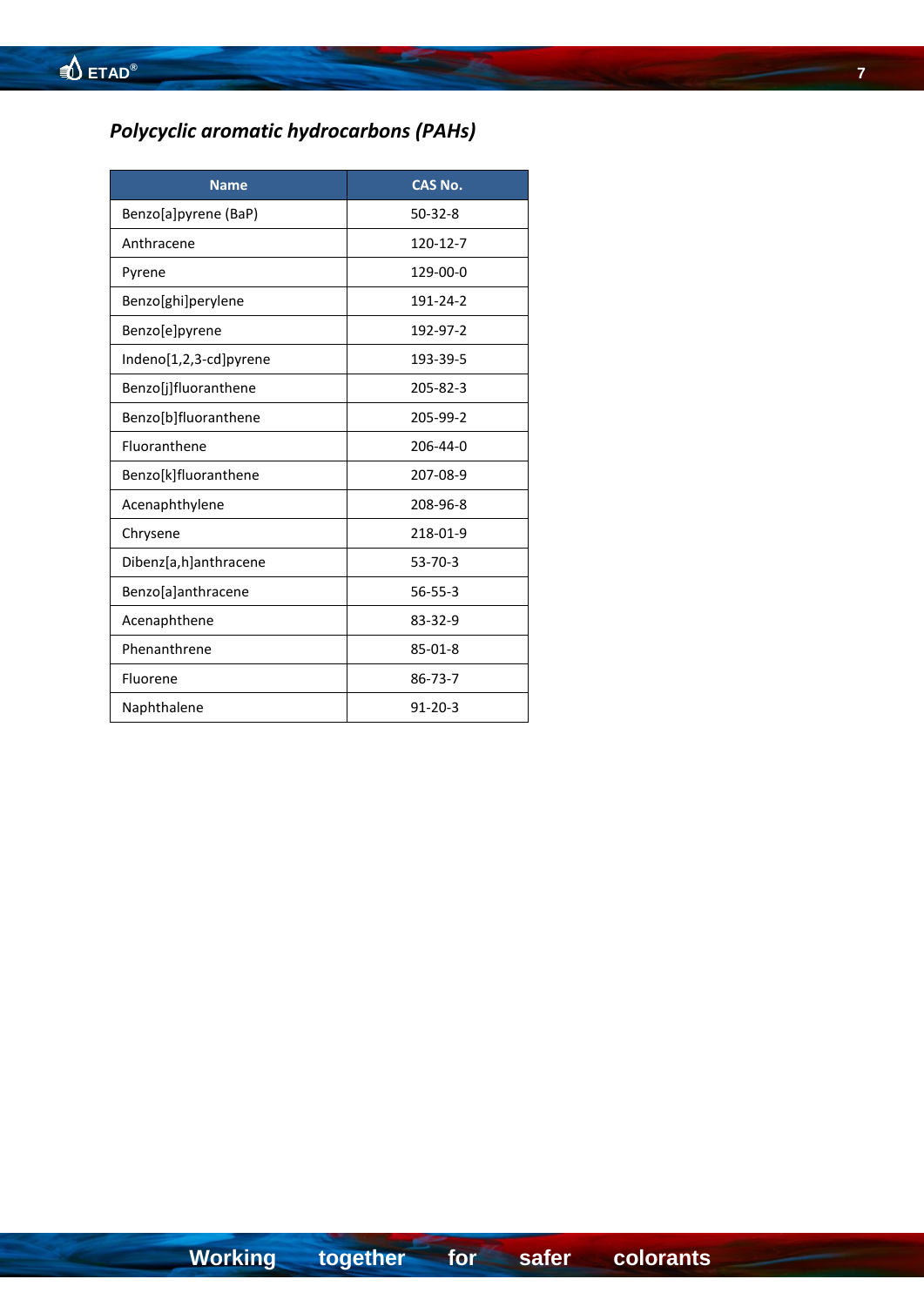### *Polycyclic aromatic hydrocarbons (PAHs)*

| Name | CAS No. |
|---|---|
| Benzo[a]pyrene (BaP) | 50-32-8 |
| Anthracene | 120-12-7 |
| Pyrene | 129-00-0 |
| Benzo[ghi]perylene | 191-24-2 |
| Benzo[e]pyrene | 192-97-2 |
| Indeno[1,2,3-cd]pyrene | 193-39-5 |
| Benzo[j]fluoranthene | 205-82-3 |
| Benzo[b]fluoranthene | 205-99-2 |
| Fluoranthene | 206-44-0 |
| Benzo[k]fluoranthene | 207-08-9 |
| Acenaphthylene | 208-96-8 |
| Chrysene | 218-01-9 |
| Dibenz[a,h]anthracene | 53-70-3 |
| Benzo[a]anthracene | 56-55-3 |
| Acenaphthene | 83-32-9 |
| Phenanthrene | 85-01-8 |
| Fluorene | 86-73-7 |
| Naphthalene | 91-20-3 |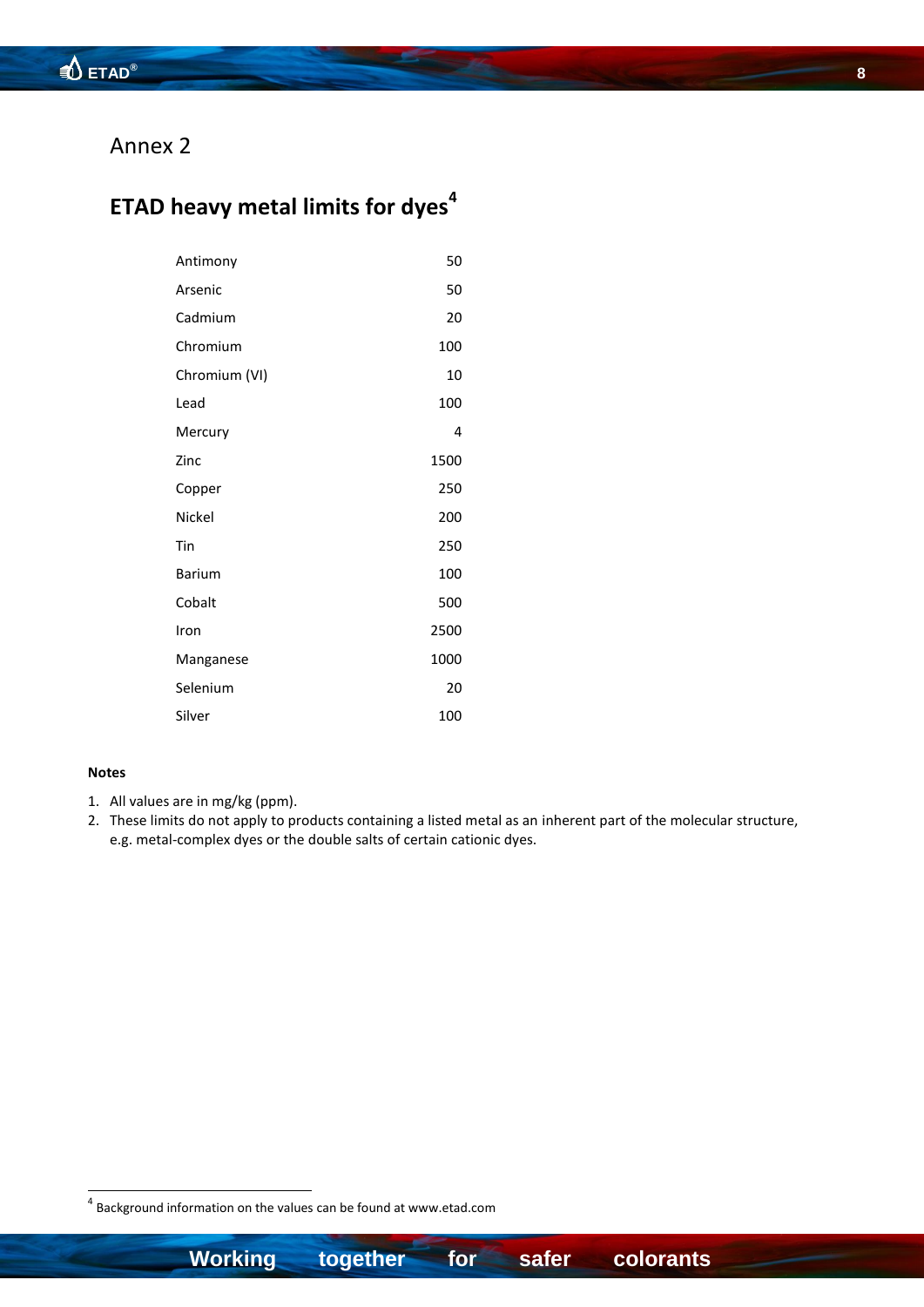Annex 2

## ETAD heavy metal limits for dyes[4]

| | |
|---|---|
| Antimony | 50 |
| Arsenic | 50 |
| Cadmium | 20 |
| Chromium | 100 |
| Chromium (VI) | 10 |
| Lead | 100 |
| Mercury | 4 |
| Zinc | 1500 |
| Copper | 250 |
| Nickel | 200 |
| Tin | 250 |
| Barium | 100 |
| Cobalt | 500 |
| Iron | 2500 |
| Manganese | 1000 |
| Selenium | 20 |
| Silver | 100 |

**Notes**

1. All values are in mg/kg (ppm).
2. These limits do not apply to products containing a listed metal as an inherent part of the molecular structure, e.g. metal-complex dyes or the double salts of certain cationic dyes.

[4] Background information on the values can be found at www.etad.com